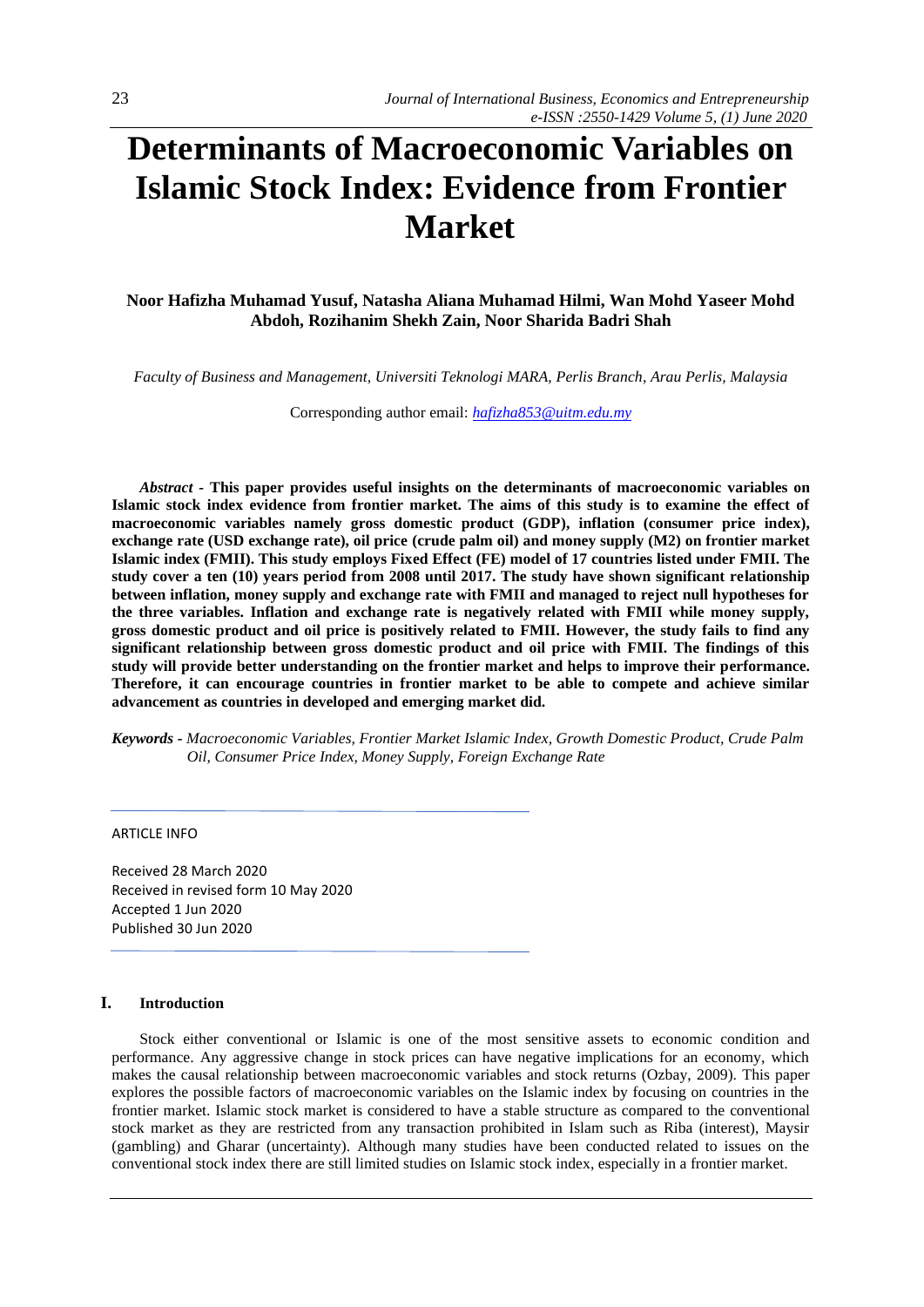# Determinants of Macroeconomic Variables on Islamic Stock Index: Evidence from Frontier Market

**Noor Hafizha Muhamad Yusuf, Natasha Aliana Muhamad Hilmi, Wan Mohd Yaseer Mohd Abdoh, Rozihanim Shekh Zain, Noor Sharida Badri Shah**

*Faculty of Business and Management, Universiti Teknologi MARA, Perlis Branch, Arau Perlis, Malaysia*

Corresponding author email: *hafizha853@uitm.edu.my*

*Abstract* - **This paper provides useful insights on the determinants of macroeconomic variables on Islamic stock index evidence from frontier market. The aims of this study is to examine the effect of macroeconomic variables namely gross domestic product (GDP), inflation (consumer price index), exchange rate (USD exchange rate), oil price (crude palm oil) and money supply (M2) on frontier market Islamic index (FMII). This study employs Fixed Effect (FE) model of 17 countries listed under FMII. The study cover a ten (10) years period from 2008 until 2017. The study have shown significant relationship between inflation, money supply and exchange rate with FMII and managed to reject null hypotheses for the three variables. Inflation and exchange rate is negatively related with FMII while money supply, gross domestic product and oil price is positively related to FMII. However, the study fails to find any significant relationship between gross domestic product and oil price with FMII. The findings of this study will provide better understanding on the frontier market and helps to improve their performance. Therefore, it can encourage countries in frontier market to be able to compete and achieve similar advancement as countries in developed and emerging market did.**

***Keywords*** - *Macroeconomic Variables, Frontier Market Islamic Index, Growth Domestic Product, Crude Palm Oil, Consumer Price Index, Money Supply, Foreign Exchange Rate*

ARTICLE INFO

Received 28 March 2020
Received in revised form 10 May 2020
Accepted 1 Jun 2020
Published 30 Jun 2020

## I. Introduction

Stock either conventional or Islamic is one of the most sensitive assets to economic condition and performance. Any aggressive change in stock prices can have negative implications for an economy, which makes the causal relationship between macroeconomic variables and stock returns (Ozbay, 2009). This paper explores the possible factors of macroeconomic variables on the Islamic index by focusing on countries in the frontier market. Islamic stock market is considered to have a stable structure as compared to the conventional stock market as they are restricted from any transaction prohibited in Islam such as Riba (interest), Maysir (gambling) and Gharar (uncertainty). Although many studies have been conducted related to issues on the conventional stock index there are still limited studies on Islamic stock index, especially in a frontier market.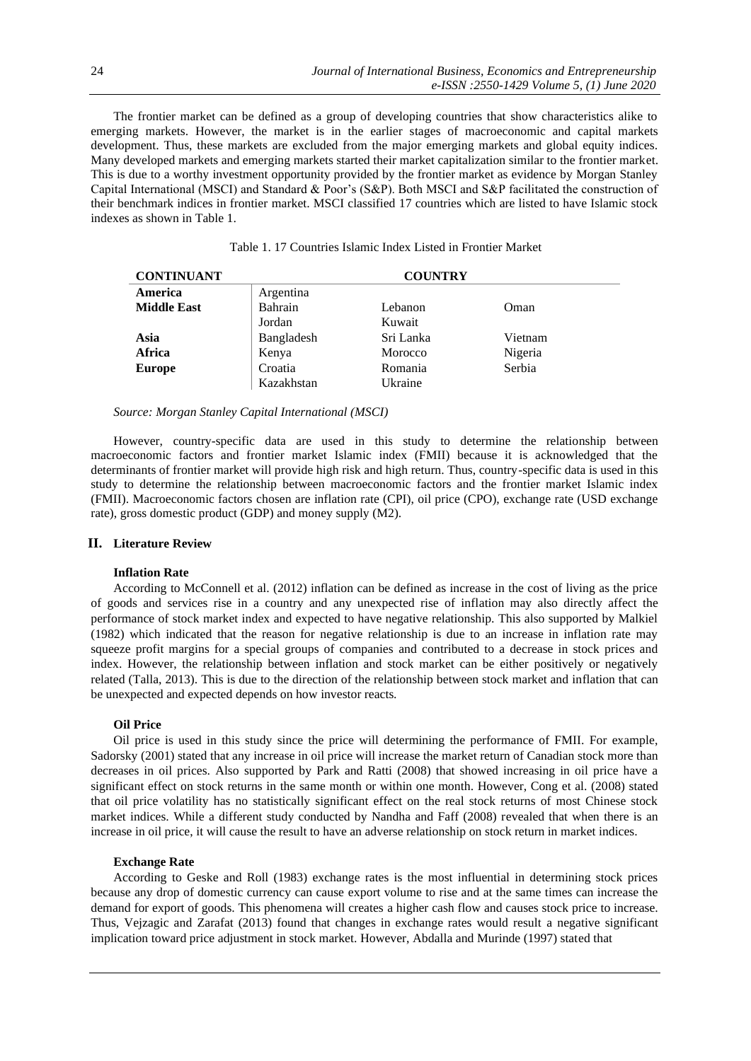The frontier market can be defined as a group of developing countries that show characteristics alike to emerging markets. However, the market is in the earlier stages of macroeconomic and capital markets development. Thus, these markets are excluded from the major emerging markets and global equity indices. Many developed markets and emerging markets started their market capitalization similar to the frontier market. This is due to a worthy investment opportunity provided by the frontier market as evidence by Morgan Stanley Capital International (MSCI) and Standard & Poor's (S&P). Both MSCI and S&P facilitated the construction of their benchmark indices in frontier market. MSCI classified 17 countries which are listed to have Islamic stock indexes as shown in Table 1.

Table 1. 17 Countries Islamic Index Listed in Frontier Market

| CONTINUANT | COUNTRY | | |
|---|---|---|---|
| **America** | Argentina | | |
| **Middle East** | Bahrain | Lebanon | Oman |
| | Jordan | Kuwait | |
| **Asia** | Bangladesh | Sri Lanka | Vietnam |
| **Africa** | Kenya | Morocco | Nigeria |
| **Europe** | Croatia | Romania | Serbia |
| | Kazakhstan | Ukraine | |

*Source: Morgan Stanley Capital International (MSCI)*

However, country-specific data are used in this study to determine the relationship between macroeconomic factors and frontier market Islamic index (FMII) because it is acknowledged that the determinants of frontier market will provide high risk and high return. Thus, country-specific data is used in this study to determine the relationship between macroeconomic factors and the frontier market Islamic index (FMII). Macroeconomic factors chosen are inflation rate (CPI), oil price (CPO), exchange rate (USD exchange rate), gross domestic product (GDP) and money supply (M2).

## II. Literature Review

### Inflation Rate

According to McConnell et al. (2012) inflation can be defined as increase in the cost of living as the price of goods and services rise in a country and any unexpected rise of inflation may also directly affect the performance of stock market index and expected to have negative relationship. This also supported by Malkiel (1982) which indicated that the reason for negative relationship is due to an increase in inflation rate may squeeze profit margins for a special groups of companies and contributed to a decrease in stock prices and index. However, the relationship between inflation and stock market can be either positively or negatively related (Talla, 2013). This is due to the direction of the relationship between stock market and inflation that can be unexpected and expected depends on how investor reacts.

### Oil Price

Oil price is used in this study since the price will determining the performance of FMII. For example, Sadorsky (2001) stated that any increase in oil price will increase the market return of Canadian stock more than decreases in oil prices. Also supported by Park and Ratti (2008) that showed increasing in oil price have a significant effect on stock returns in the same month or within one month. However, Cong et al. (2008) stated that oil price volatility has no statistically significant effect on the real stock returns of most Chinese stock market indices. While a different study conducted by Nandha and Faff (2008) revealed that when there is an increase in oil price, it will cause the result to have an adverse relationship on stock return in market indices.

### Exchange Rate

According to Geske and Roll (1983) exchange rates is the most influential in determining stock prices because any drop of domestic currency can cause export volume to rise and at the same times can increase the demand for export of goods. This phenomena will creates a higher cash flow and causes stock price to increase. Thus, Vejzagic and Zarafat (2013) found that changes in exchange rates would result a negative significant implication toward price adjustment in stock market. However, Abdalla and Murinde (1997) stated that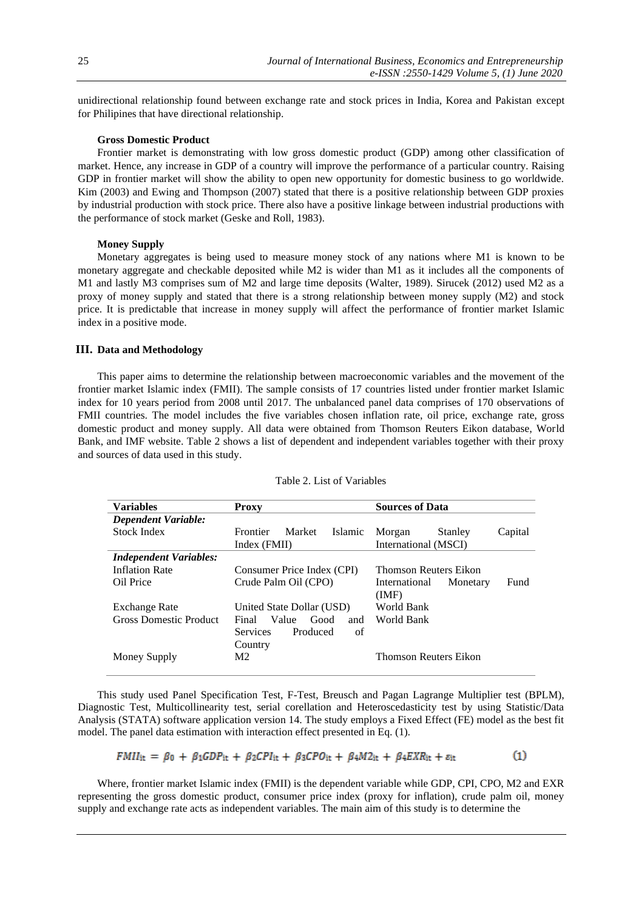unidirectional relationship found between exchange rate and stock prices in India, Korea and Pakistan except for Philipines that have directional relationship.

#### Gross Domestic Product

Frontier market is demonstrating with low gross domestic product (GDP) among other classification of market. Hence, any increase in GDP of a country will improve the performance of a particular country. Raising GDP in frontier market will show the ability to open new opportunity for domestic business to go worldwide. Kim (2003) and Ewing and Thompson (2007) stated that there is a positive relationship between GDP proxies by industrial production with stock price. There also have a positive linkage between industrial productions with the performance of stock market (Geske and Roll, 1983).

#### Money Supply

Monetary aggregates is being used to measure money stock of any nations where M1 is known to be monetary aggregate and checkable deposited while M2 is wider than M1 as it includes all the components of M1 and lastly M3 comprises sum of M2 and large time deposits (Walter, 1989). Sirucek (2012) used M2 as a proxy of money supply and stated that there is a strong relationship between money supply (M2) and stock price. It is predictable that increase in money supply will affect the performance of frontier market Islamic index in a positive mode.

## III. Data and Methodology

This paper aims to determine the relationship between macroeconomic variables and the movement of the frontier market Islamic index (FMII). The sample consists of 17 countries listed under frontier market Islamic index for 10 years period from 2008 until 2017. The unbalanced panel data comprises of 170 observations of FMII countries. The model includes the five variables chosen inflation rate, oil price, exchange rate, gross domestic product and money supply. All data were obtained from Thomson Reuters Eikon database, World Bank, and IMF website. Table 2 shows a list of dependent and independent variables together with their proxy and sources of data used in this study.

Table 2. List of Variables

| Variables | Proxy | Sources of Data |
|---|---|---|
| ***Dependent Variable:*** | | |
| Stock Index | Frontier Market Islamic Index (FMII) | Morgan Stanley Capital International (MSCI) |
| ***Independent Variables:*** | | |
| Inflation Rate | Consumer Price Index (CPI) | Thomson Reuters Eikon |
| Oil Price | Crude Palm Oil (CPO) | International Monetary Fund (IMF) |
| Exchange Rate | United State Dollar (USD) | World Bank |
| Gross Domestic Product | Final Value Good and Services Produced of Country | World Bank |
| Money Supply | M2 | Thomson Reuters Eikon |

This study used Panel Specification Test, F-Test, Breusch and Pagan Lagrange Multiplier test (BPLM), Diagnostic Test, Multicollinearity test, serial corellation and Heteroscedasticity test by using Statistic/Data Analysis (STATA) software application version 14. The study employs a Fixed Effect (FE) model as the best fit model. The panel data estimation with interaction effect presented in Eq. (1).

$$FMII_{it} = \beta_0 + \beta_1 GDP_{it} + \beta_2 CPI_{it} + \beta_3 CPO_{it} + \beta_4 M2_{it} + \beta_4 EXR_{it} + \varepsilon_{it} \quad (1)$$

Where, frontier market Islamic index (FMII) is the dependent variable while GDP, CPI, CPO, M2 and EXR representing the gross domestic product, consumer price index (proxy for inflation), crude palm oil, money supply and exchange rate acts as independent variables. The main aim of this study is to determine the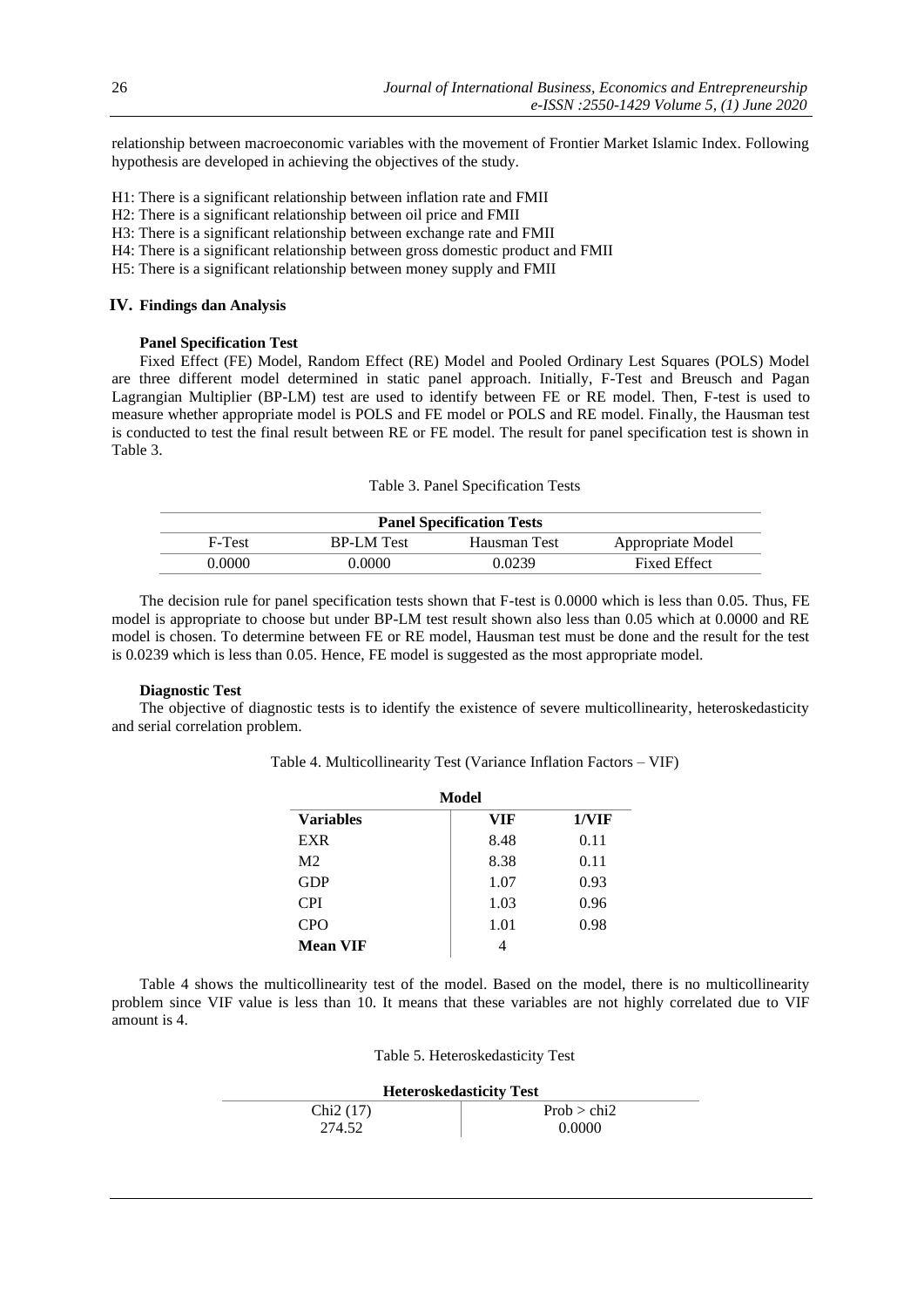relationship between macroeconomic variables with the movement of Frontier Market Islamic Index. Following hypothesis are developed in achieving the objectives of the study.

H1: There is a significant relationship between inflation rate and FMII
H2: There is a significant relationship between oil price and FMII
H3: There is a significant relationship between exchange rate and FMII
H4: There is a significant relationship between gross domestic product and FMII
H5: There is a significant relationship between money supply and FMII

## IV. Findings dan Analysis

### Panel Specification Test

Fixed Effect (FE) Model, Random Effect (RE) Model and Pooled Ordinary Lest Squares (POLS) Model are three different model determined in static panel approach. Initially, F-Test and Breusch and Pagan Lagrangian Multiplier (BP-LM) test are used to identify between FE or RE model. Then, F-test is used to measure whether appropriate model is POLS and FE model or POLS and RE model. Finally, the Hausman test is conducted to test the final result between RE or FE model. The result for panel specification test is shown in Table 3.

Table 3. Panel Specification Tests

| **Panel Specification Tests** | | | |
|---|---|---|---|
| F-Test | BP-LM Test | Hausman Test | Appropriate Model |
| 0.0000 | 0.0000 | 0.0239 | Fixed Effect |

The decision rule for panel specification tests shown that F-test is 0.0000 which is less than 0.05. Thus, FE model is appropriate to choose but under BP-LM test result shown also less than 0.05 which at 0.0000 and RE model is chosen. To determine between FE or RE model, Hausman test must be done and the result for the test is 0.0239 which is less than 0.05. Hence, FE model is suggested as the most appropriate model.

### Diagnostic Test

The objective of diagnostic tests is to identify the existence of severe multicollinearity, heteroskedasticity and serial correlation problem.

Table 4. Multicollinearity Test (Variance Inflation Factors – VIF)

| **Model** | | |
|---|---|---|
| **Variables** | **VIF** | **1/VIF** |
| EXR | 8.48 | 0.11 |
| M2 | 8.38 | 0.11 |
| GDP | 1.07 | 0.93 |
| CPI | 1.03 | 0.96 |
| CPO | 1.01 | 0.98 |
| **Mean VIF** | 4 | |

Table 4 shows the multicollinearity test of the model. Based on the model, there is no multicollinearity problem since VIF value is less than 10. It means that these variables are not highly correlated due to VIF amount is 4.

Table 5. Heteroskedasticity Test

| **Heteroskedasticity Test** | |
|---|---|
| Chi2 (17) | Prob > chi2 |
| 274.52 | 0.0000 |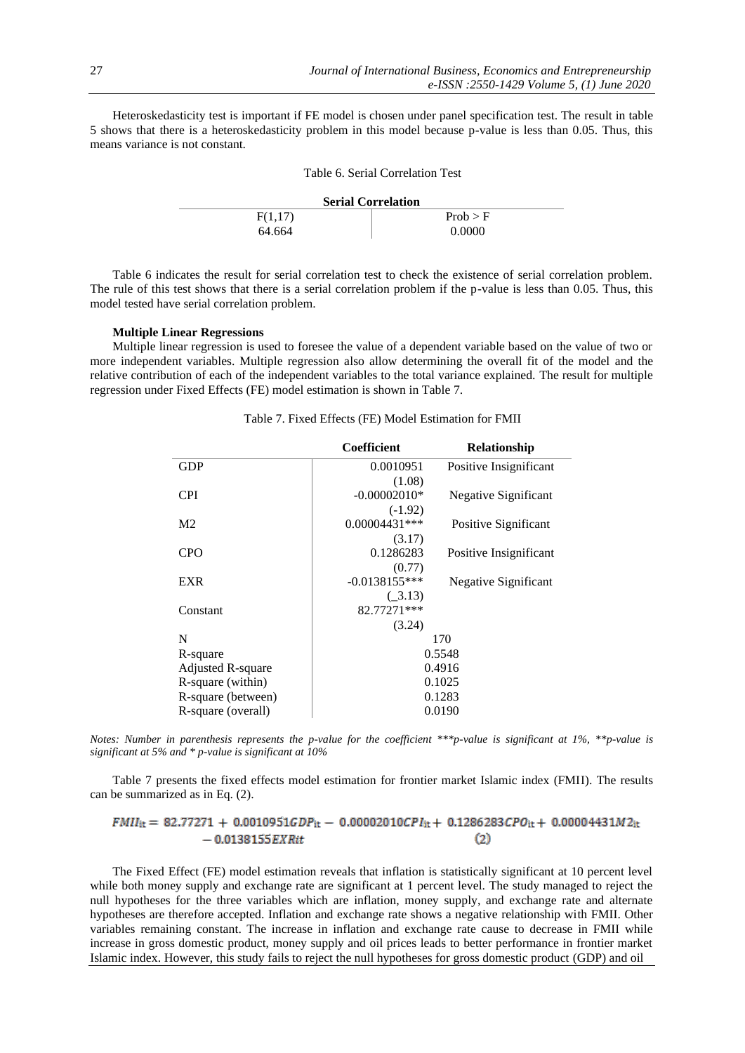Heteroskedasticity test is important if FE model is chosen under panel specification test. The result in table 5 shows that there is a heteroskedasticity problem in this model because p-value is less than 0.05. Thus, this means variance is not constant.

Table 6. Serial Correlation Test

| **Serial Correlation** | |
|---|---|
| F(1,17) | Prob > F |
| 64.664 | 0.0000 |

Table 6 indicates the result for serial correlation test to check the existence of serial correlation problem. The rule of this test shows that there is a serial correlation problem if the p-value is less than 0.05. Thus, this model tested have serial correlation problem.

#### Multiple Linear Regressions

Multiple linear regression is used to foresee the value of a dependent variable based on the value of two or more independent variables. Multiple regression also allow determining the overall fit of the model and the relative contribution of each of the independent variables to the total variance explained. The result for multiple regression under Fixed Effects (FE) model estimation is shown in Table 7.

Table 7. Fixed Effects (FE) Model Estimation for FMII

| | **Coefficient** | **Relationship** |
|---|---|---|
| GDP | 0.0010951 (1.08) | Positive Insignificant |
| CPI | -0.00002010* (-1.92) | Negative Significant |
| M2 | 0.00004431*** (3.17) | Positive Significant |
| CPO | 0.1286283 (0.77) | Positive Insignificant |
| EXR | -0.0138155*** (_3.13) | Negative Significant |
| Constant | 82.77271*** (3.24) | |
| N | 170 | |
| R-square | 0.5548 | |
| Adjusted R-square | 0.4916 | |
| R-square (within) | 0.1025 | |
| R-square (between) | 0.1283 | |
| R-square (overall) | 0.0190 | |

*Notes: Number in parenthesis represents the p-value for the coefficient \*\*\*p-value is significant at 1%, \*\*p-value is significant at 5% and \* p-value is significant at 10%*

Table 7 presents the fixed effects model estimation for frontier market Islamic index (FMII). The results can be summarized as in Eq. (2).

$$FMII_{it} = 82.77271 + 0.0010951GDP_{it} - 0.00002010CPI_{it} + 0.1286283CPO_{it} + 0.00004431M2_{it} - 0.0138155EXR_{it} \quad (2)$$

The Fixed Effect (FE) model estimation reveals that inflation is statistically significant at 10 percent level while both money supply and exchange rate are significant at 1 percent level. The study managed to reject the null hypotheses for the three variables which are inflation, money supply, and exchange rate and alternate hypotheses are therefore accepted. Inflation and exchange rate shows a negative relationship with FMII. Other variables remaining constant. The increase in inflation and exchange rate cause to decrease in FMII while increase in gross domestic product, money supply and oil prices leads to better performance in frontier market Islamic index. However, this study fails to reject the null hypotheses for gross domestic product (GDP) and oil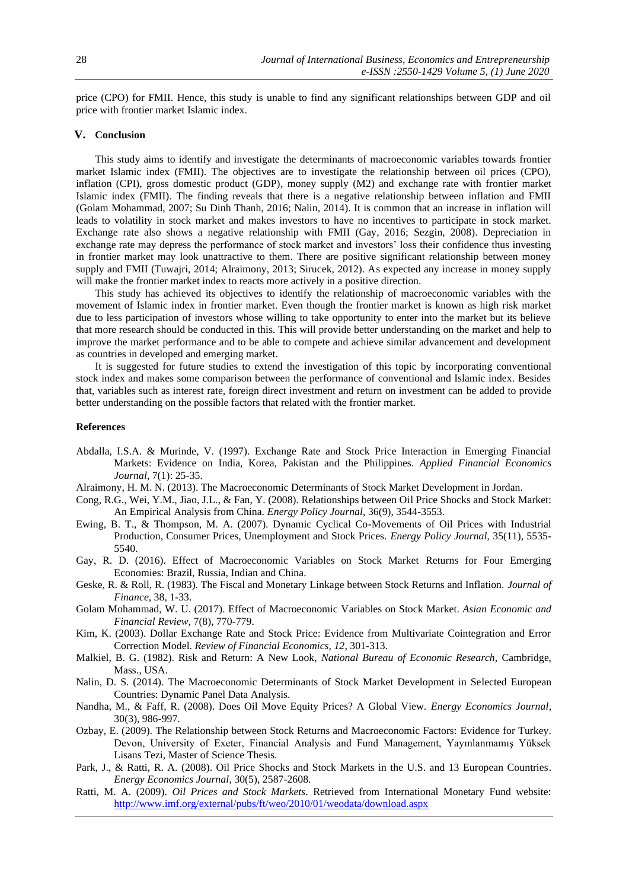price (CPO) for FMII. Hence, this study is unable to find any significant relationships between GDP and oil price with frontier market Islamic index.

## V. Conclusion

This study aims to identify and investigate the determinants of macroeconomic variables towards frontier market Islamic index (FMII). The objectives are to investigate the relationship between oil prices (CPO), inflation (CPI), gross domestic product (GDP), money supply (M2) and exchange rate with frontier market Islamic index (FMII). The finding reveals that there is a negative relationship between inflation and FMII (Golam Mohammad, 2007; Su Dinh Thanh, 2016; Nalin, 2014). It is common that an increase in inflation will leads to volatility in stock market and makes investors to have no incentives to participate in stock market. Exchange rate also shows a negative relationship with FMII (Gay, 2016; Sezgin, 2008). Depreciation in exchange rate may depress the performance of stock market and investors' loss their confidence thus investing in frontier market may look unattractive to them. There are positive significant relationship between money supply and FMII (Tuwajri, 2014; Alraimony, 2013; Sirucek, 2012). As expected any increase in money supply will make the frontier market index to reacts more actively in a positive direction.

This study has achieved its objectives to identify the relationship of macroeconomic variables with the movement of Islamic index in frontier market. Even though the frontier market is known as high risk market due to less participation of investors whose willing to take opportunity to enter into the market but its believe that more research should be conducted in this. This will provide better understanding on the market and help to improve the market performance and to be able to compete and achieve similar advancement and development as countries in developed and emerging market.

It is suggested for future studies to extend the investigation of this topic by incorporating conventional stock index and makes some comparison between the performance of conventional and Islamic index. Besides that, variables such as interest rate, foreign direct investment and return on investment can be added to provide better understanding on the possible factors that related with the frontier market.

## References

Abdalla, I.S.A. & Murinde, V. (1997). Exchange Rate and Stock Price Interaction in Emerging Financial Markets: Evidence on India, Korea, Pakistan and the Philippines. *Applied Financial Economics Journal*, 7(1): 25-35.

Alraimony, H. M. N. (2013). The Macroeconomic Determinants of Stock Market Development in Jordan.

Cong, R.G., Wei, Y.M., Jiao, J.L., & Fan, Y. (2008). Relationships between Oil Price Shocks and Stock Market: An Empirical Analysis from China. *Energy Policy Journal*, 36(9), 3544-3553.

Ewing, B. T., & Thompson, M. A. (2007). Dynamic Cyclical Co-Movements of Oil Prices with Industrial Production, Consumer Prices, Unemployment and Stock Prices. *Energy Policy Journal*, 35(11), 5535-5540.

Gay, R. D. (2016). Effect of Macroeconomic Variables on Stock Market Returns for Four Emerging Economies: Brazil, Russia, Indian and China.

Geske, R. & Roll, R. (1983). The Fiscal and Monetary Linkage between Stock Returns and Inflation. *Journal of Finance*, 38, 1-33.

Golam Mohammad, W. U. (2017). Effect of Macroeconomic Variables on Stock Market. *Asian Economic and Financial Review*, 7(8), 770-779.

Kim, K. (2003). Dollar Exchange Rate and Stock Price: Evidence from Multivariate Cointegration and Error Correction Model. *Review of Financial Economics, 12*, 301-313.

Malkiel, B. G. (1982). Risk and Return: A New Look, *National Bureau of Economic Research*, Cambridge, Mass., USA.

Nalin, D. S. (2014). The Macroeconomic Determinants of Stock Market Development in Selected European Countries: Dynamic Panel Data Analysis.

Nandha, M., & Faff, R. (2008). Does Oil Move Equity Prices? A Global View. *Energy Economics Journal*, 30(3), 986-997.

Ozbay, E. (2009). The Relationship between Stock Returns and Macroeconomic Factors: Evidence for Turkey. Devon, University of Exeter, Financial Analysis and Fund Management, Yayınlanmamış Yüksek Lisans Tezi, Master of Science Thesis.

Park, J., & Ratti, R. A. (2008). Oil Price Shocks and Stock Markets in the U.S. and 13 European Countries. *Energy Economics Journal*, 30(5), 2587-2608.

Ratti, M. A. (2009). *Oil Prices and Stock Markets*. Retrieved from International Monetary Fund website: http://www.imf.org/external/pubs/ft/weo/2010/01/weodata/download.aspx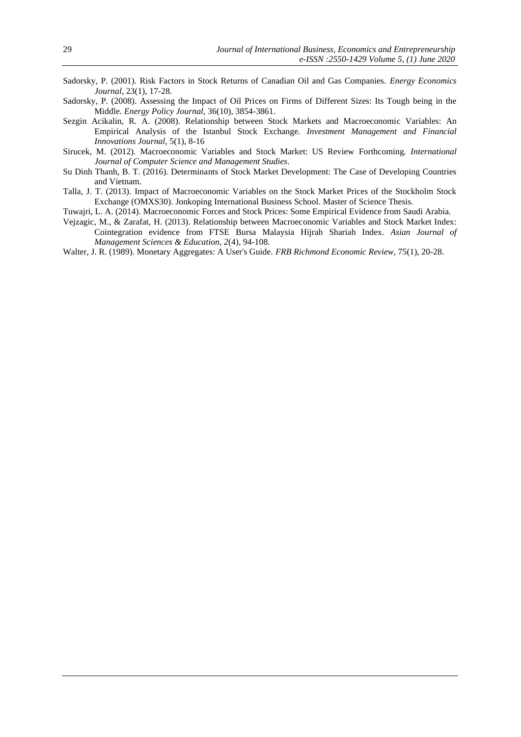Sadorsky, P. (2001). Risk Factors in Stock Returns of Canadian Oil and Gas Companies. *Energy Economics Journal*, 23(1), 17-28.

Sadorsky, P. (2008). Assessing the Impact of Oil Prices on Firms of Different Sizes: Its Tough being in the Middle. *Energy Policy Journal*, 36(10), 3854-3861.

Sezgin Acikalin, R. A. (2008). Relationship between Stock Markets and Macroeconomic Variables: An Empirical Analysis of the Istanbul Stock Exchange. *Investment Management and Financial Innovations Journal*, 5(1), 8-16

Sirucek, M. (2012). Macroeconomic Variables and Stock Market: US Review Forthcoming. *International Journal of Computer Science and Management Studies*.

Su Dinh Thanh, B. T. (2016). Determinants of Stock Market Development: The Case of Developing Countries and Vietnam.

Talla, J. T. (2013). Impact of Macroeconomic Variables on the Stock Market Prices of the Stockholm Stock Exchange (OMXS30). Jonkoping International Business School. Master of Science Thesis.

Tuwajri, L. A. (2014). Macroeconomic Forces and Stock Prices: Some Empirical Evidence from Saudi Arabia.

Vejzagic, M., & Zarafat, H. (2013). Relationship between Macroeconomic Variables and Stock Market Index: Cointegration evidence from FTSE Bursa Malaysia Hijrah Shariah Index. *Asian Journal of Management Sciences & Education*, *2*(4), 94-108.

Walter, J. R. (1989). Monetary Aggregates: A User's Guide. *FRB Richmond Economic Review*, 75(1), 20-28.